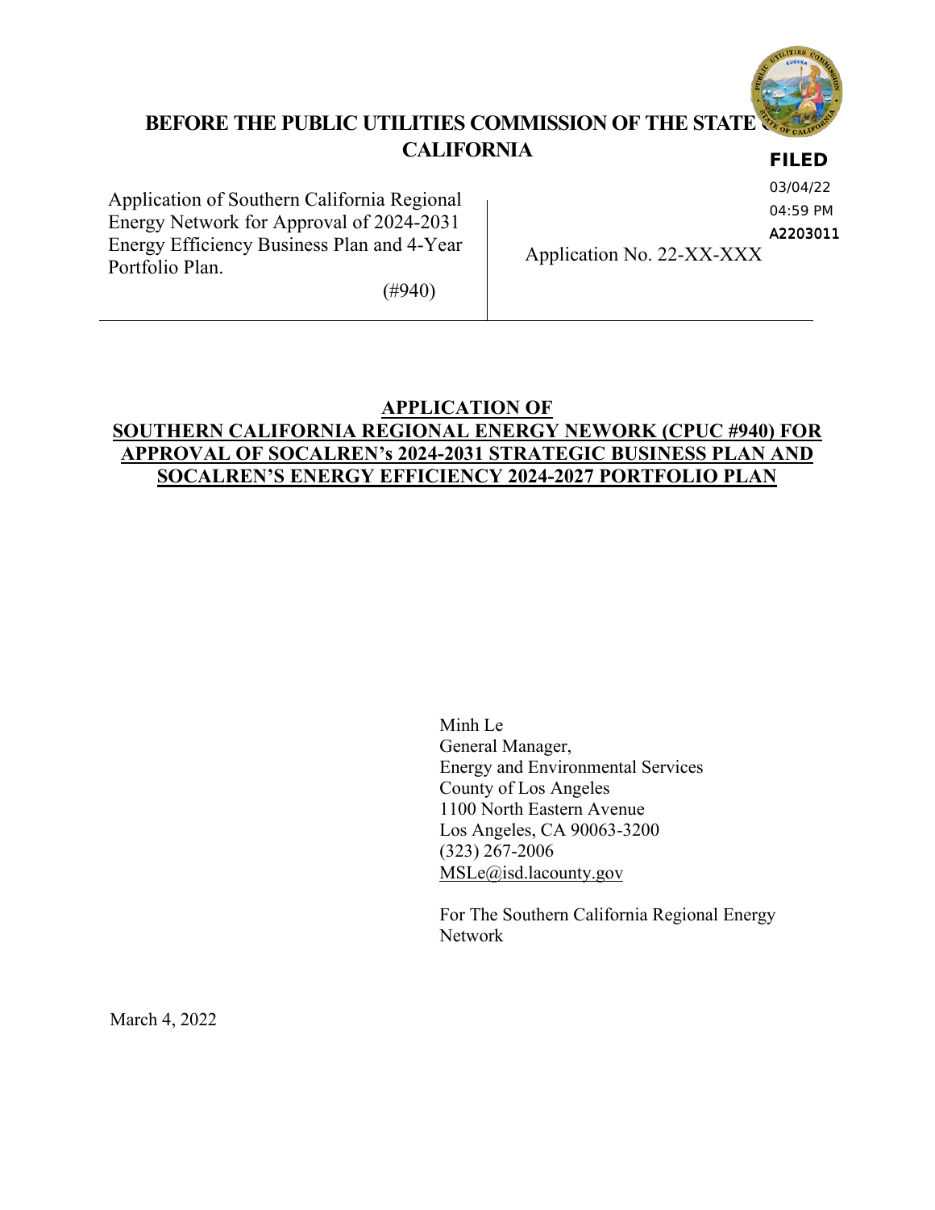**BEFORE THE PUBLIC UTILITIES COMMISSION OF THE STATE OF CALIFORNIA**

**FILED**
03/04/22
04:59 PM
A2203011

| | |
|---|---|
| Application of Southern California Regional Energy Network for Approval of 2024-2031 Energy Efficiency Business Plan and 4-Year Portfolio Plan.<br><br>(#940) | Application No. 22-XX-XXX |

**APPLICATION OF**
**SOUTHERN CALIFORNIA REGIONAL ENERGY NEWORK (CPUC #940) FOR APPROVAL OF SOCALREN's 2024-2031 STRATEGIC BUSINESS PLAN AND SOCALREN'S ENERGY EFFICIENCY 2024-2027 PORTFOLIO PLAN**

Minh Le
General Manager,
Energy and Environmental Services
County of Los Angeles
1100 North Eastern Avenue
Los Angeles, CA 90063-3200
(323) 267-2006
MSLe@isd.lacounty.gov

For The Southern California Regional Energy Network

March 4, 2022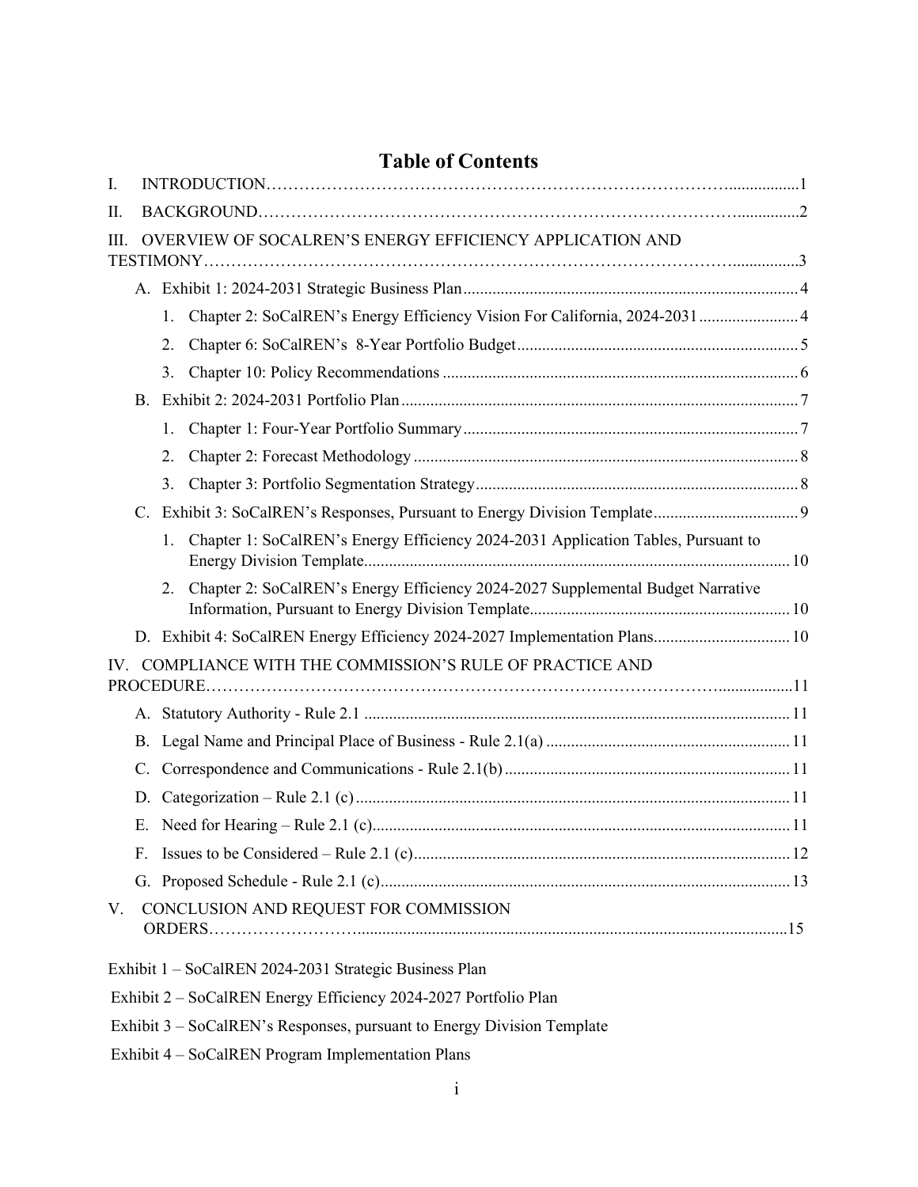# Table of Contents

I. INTRODUCTION ... 1

II. BACKGROUND ... 2

III. OVERVIEW OF SOCALREN'S ENERGY EFFICIENCY APPLICATION AND TESTIMONY ... 3

- A. Exhibit 1: 2024-2031 Strategic Business Plan ... 4
  1. Chapter 2: SoCalREN's Energy Efficiency Vision For California, 2024-2031 ... 4
  2. Chapter 6: SoCalREN's 8-Year Portfolio Budget ... 5
  3. Chapter 10: Policy Recommendations ... 6
- B. Exhibit 2: 2024-2031 Portfolio Plan ... 7
  1. Chapter 1: Four-Year Portfolio Summary ... 7
  2. Chapter 2: Forecast Methodology ... 8
  3. Chapter 3: Portfolio Segmentation Strategy ... 8
- C. Exhibit 3: SoCalREN's Responses, Pursuant to Energy Division Template ... 9
  1. Chapter 1: SoCalREN's Energy Efficiency 2024-2031 Application Tables, Pursuant to Energy Division Template ... 10
  2. Chapter 2: SoCalREN's Energy Efficiency 2024-2027 Supplemental Budget Narrative Information, Pursuant to Energy Division Template ... 10
- D. Exhibit 4: SoCalREN Energy Efficiency 2024-2027 Implementation Plans ... 10

IV. COMPLIANCE WITH THE COMMISSION'S RULE OF PRACTICE AND PROCEDURE ... 11

- A. Statutory Authority - Rule 2.1 ... 11
- B. Legal Name and Principal Place of Business - Rule 2.1(a) ... 11
- C. Correspondence and Communications - Rule 2.1(b) ... 11
- D. Categorization – Rule 2.1 (c) ... 11
- E. Need for Hearing – Rule 2.1 (c) ... 11
- F. Issues to be Considered – Rule 2.1 (c) ... 12
- G. Proposed Schedule - Rule 2.1 (c) ... 13

V. CONCLUSION AND REQUEST FOR COMMISSION ORDERS ... 15

Exhibit 1 – SoCalREN 2024-2031 Strategic Business Plan

Exhibit 2 – SoCalREN Energy Efficiency 2024-2027 Portfolio Plan

Exhibit 3 – SoCalREN's Responses, pursuant to Energy Division Template

Exhibit 4 – SoCalREN Program Implementation Plans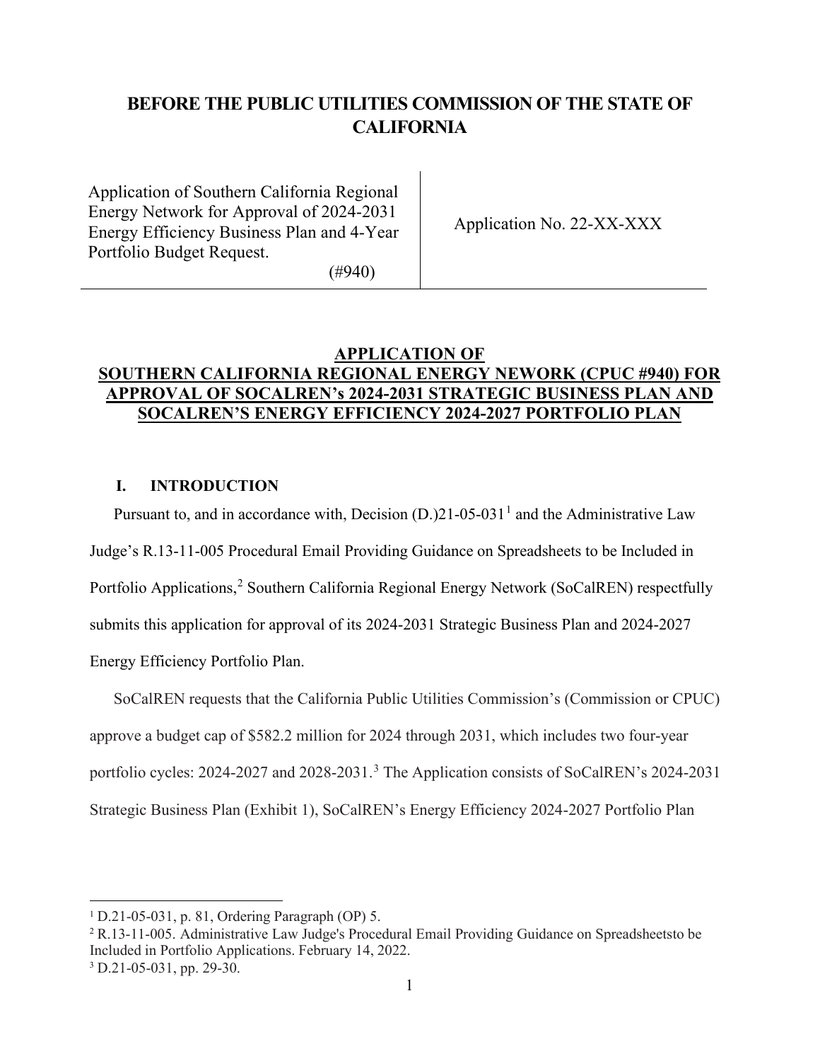# BEFORE THE PUBLIC UTILITIES COMMISSION OF THE STATE OF CALIFORNIA

| Application of Southern California Regional Energy Network for Approval of 2024-2031 Energy Efficiency Business Plan and 4-Year Portfolio Budget Request. (#940) | Application No. 22-XX-XXX |
|---|---|

## APPLICATION OF SOUTHERN CALIFORNIA REGIONAL ENERGY NEWORK (CPUC #940) FOR APPROVAL OF SOCALREN's 2024-2031 STRATEGIC BUSINESS PLAN AND SOCALREN'S ENERGY EFFICIENCY 2024-2027 PORTFOLIO PLAN

### I. INTRODUCTION

Pursuant to, and in accordance with, Decision (D.)21-05-031[1] and the Administrative Law Judge's R.13-11-005 Procedural Email Providing Guidance on Spreadsheets to be Included in Portfolio Applications,[2] Southern California Regional Energy Network (SoCalREN) respectfully submits this application for approval of its 2024-2031 Strategic Business Plan and 2024-2027 Energy Efficiency Portfolio Plan.

SoCalREN requests that the California Public Utilities Commission's (Commission or CPUC) approve a budget cap of $582.2 million for 2024 through 2031, which includes two four-year portfolio cycles: 2024-2027 and 2028-2031.[3] The Application consists of SoCalREN's 2024-2031 Strategic Business Plan (Exhibit 1), SoCalREN's Energy Efficiency 2024-2027 Portfolio Plan

---

[1] D.21-05-031, p. 81, Ordering Paragraph (OP) 5.

[2] R.13-11-005. Administrative Law Judge's Procedural Email Providing Guidance on Spreadsheetsto be Included in Portfolio Applications. February 14, 2022.

[3] D.21-05-031, pp. 29-30.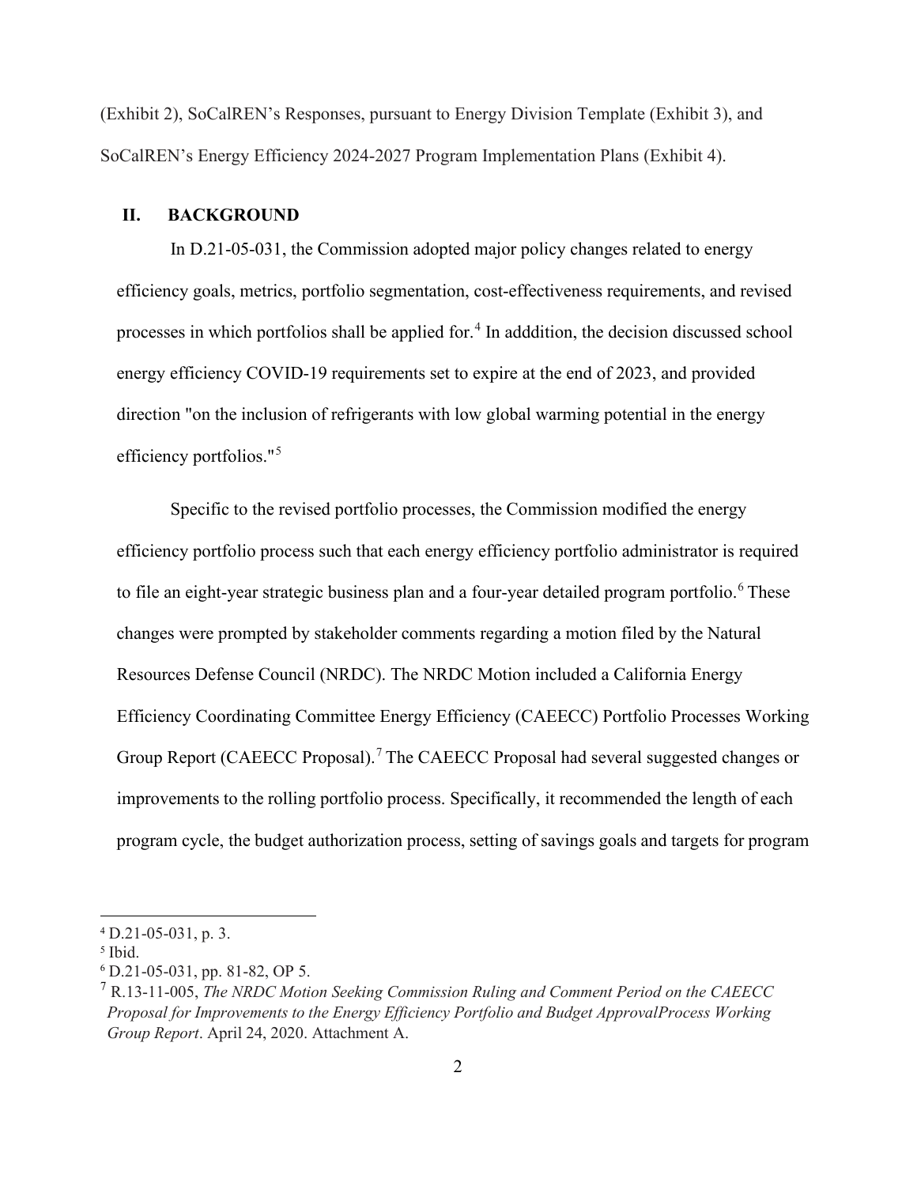(Exhibit 2), SoCalREN's Responses, pursuant to Energy Division Template (Exhibit 3), and SoCalREN's Energy Efficiency 2024-2027 Program Implementation Plans (Exhibit 4).

## II. BACKGROUND

In D.21-05-031, the Commission adopted major policy changes related to energy efficiency goals, metrics, portfolio segmentation, cost-effectiveness requirements, and revised processes in which portfolios shall be applied for.[4] In adddition, the decision discussed school energy efficiency COVID-19 requirements set to expire at the end of 2023, and provided direction "on the inclusion of refrigerants with low global warming potential in the energy efficiency portfolios."[5]

Specific to the revised portfolio processes, the Commission modified the energy efficiency portfolio process such that each energy efficiency portfolio administrator is required to file an eight-year strategic business plan and a four-year detailed program portfolio.[6] These changes were prompted by stakeholder comments regarding a motion filed by the Natural Resources Defense Council (NRDC). The NRDC Motion included a California Energy Efficiency Coordinating Committee Energy Efficiency (CAEECC) Portfolio Processes Working Group Report (CAEECC Proposal).[7] The CAEECC Proposal had several suggested changes or improvements to the rolling portfolio process. Specifically, it recommended the length of each program cycle, the budget authorization process, setting of savings goals and targets for program

---

[4] D.21-05-031, p. 3.

[5] Ibid.

[6] D.21-05-031, pp. 81-82, OP 5.

[7] R.13-11-005, *The NRDC Motion Seeking Commission Ruling and Comment Period on the CAEECC Proposal for Improvements to the Energy Efficiency Portfolio and Budget ApprovalProcess Working Group Report*. April 24, 2020. Attachment A.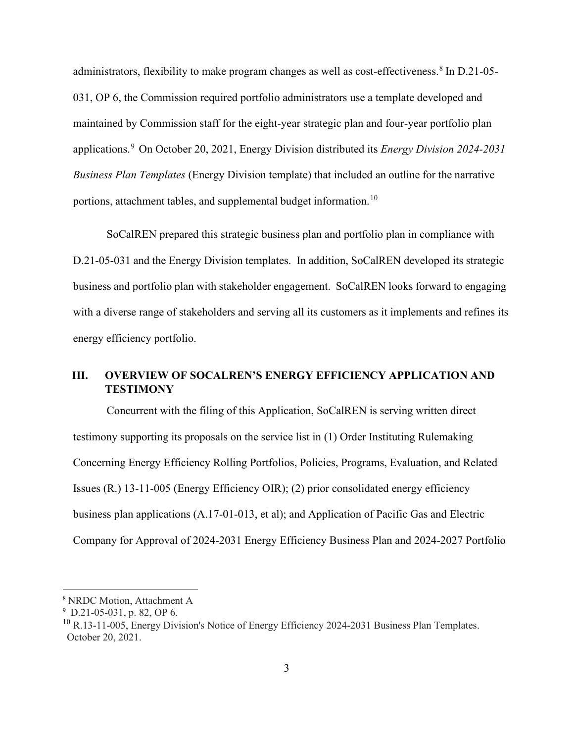administrators, flexibility to make program changes as well as cost-effectiveness.[8] In D.21-05-031, OP 6, the Commission required portfolio administrators use a template developed and maintained by Commission staff for the eight-year strategic plan and four-year portfolio plan applications.[9] On October 20, 2021, Energy Division distributed its *Energy Division 2024-2031 Business Plan Templates* (Energy Division template) that included an outline for the narrative portions, attachment tables, and supplemental budget information.[10]

SoCalREN prepared this strategic business plan and portfolio plan in compliance with D.21-05-031 and the Energy Division templates. In addition, SoCalREN developed its strategic business and portfolio plan with stakeholder engagement. SoCalREN looks forward to engaging with a diverse range of stakeholders and serving all its customers as it implements and refines its energy efficiency portfolio.

## III. OVERVIEW OF SOCALREN'S ENERGY EFFICIENCY APPLICATION AND TESTIMONY

Concurrent with the filing of this Application, SoCalREN is serving written direct testimony supporting its proposals on the service list in (1) Order Instituting Rulemaking Concerning Energy Efficiency Rolling Portfolios, Policies, Programs, Evaluation, and Related Issues (R.) 13-11-005 (Energy Efficiency OIR); (2) prior consolidated energy efficiency business plan applications (A.17-01-013, et al); and Application of Pacific Gas and Electric Company for Approval of 2024-2031 Energy Efficiency Business Plan and 2024-2027 Portfolio

---

[8] NRDC Motion, Attachment A

[9] D.21-05-031, p. 82, OP 6.

[10] R.13-11-005, Energy Division's Notice of Energy Efficiency 2024-2031 Business Plan Templates. October 20, 2021.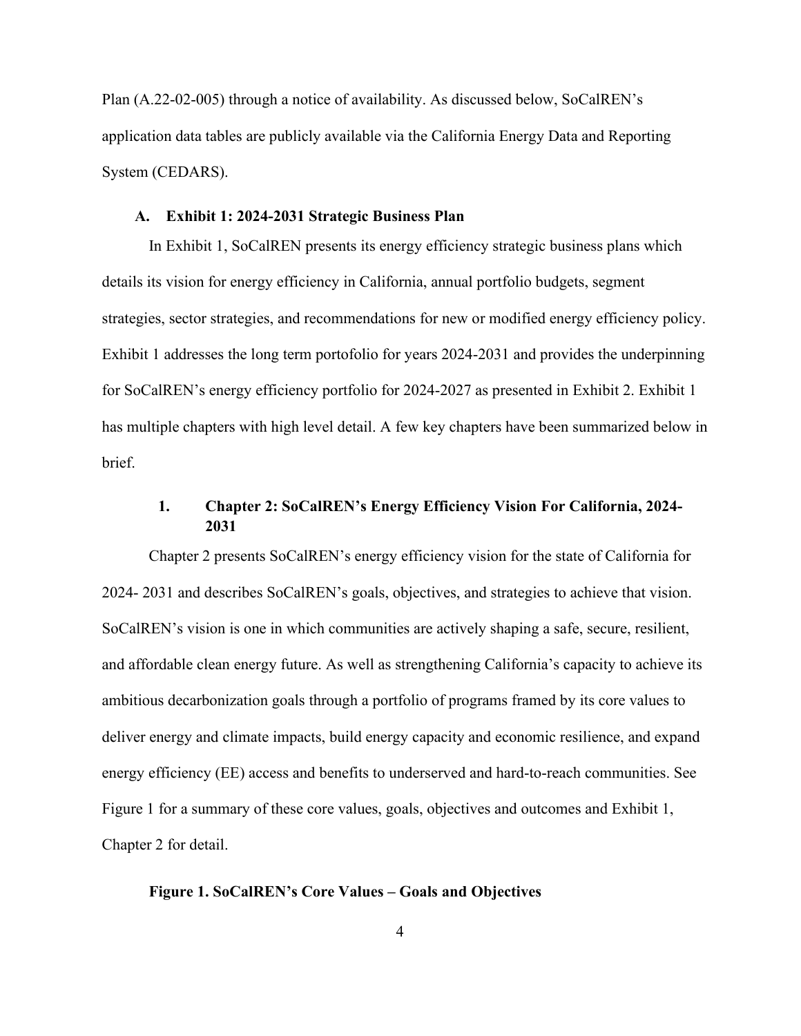Plan (A.22-02-005) through a notice of availability. As discussed below, SoCalREN's application data tables are publicly available via the California Energy Data and Reporting System (CEDARS).

### A. Exhibit 1: 2024-2031 Strategic Business Plan

In Exhibit 1, SoCalREN presents its energy efficiency strategic business plans which details its vision for energy efficiency in California, annual portfolio budgets, segment strategies, sector strategies, and recommendations for new or modified energy efficiency policy. Exhibit 1 addresses the long term portofolio for years 2024-2031 and provides the underpinning for SoCalREN's energy efficiency portfolio for 2024-2027 as presented in Exhibit 2. Exhibit 1 has multiple chapters with high level detail. A few key chapters have been summarized below in brief.

#### 1. Chapter 2: SoCalREN's Energy Efficiency Vision For California, 2024-2031

Chapter 2 presents SoCalREN's energy efficiency vision for the state of California for 2024- 2031 and describes SoCalREN's goals, objectives, and strategies to achieve that vision. SoCalREN's vision is one in which communities are actively shaping a safe, secure, resilient, and affordable clean energy future. As well as strengthening California's capacity to achieve its ambitious decarbonization goals through a portfolio of programs framed by its core values to deliver energy and climate impacts, build energy capacity and economic resilience, and expand energy efficiency (EE) access and benefits to underserved and hard-to-reach communities. See Figure 1 for a summary of these core values, goals, objectives and outcomes and Exhibit 1, Chapter 2 for detail.

**Figure 1. SoCalREN's Core Values – Goals and Objectives**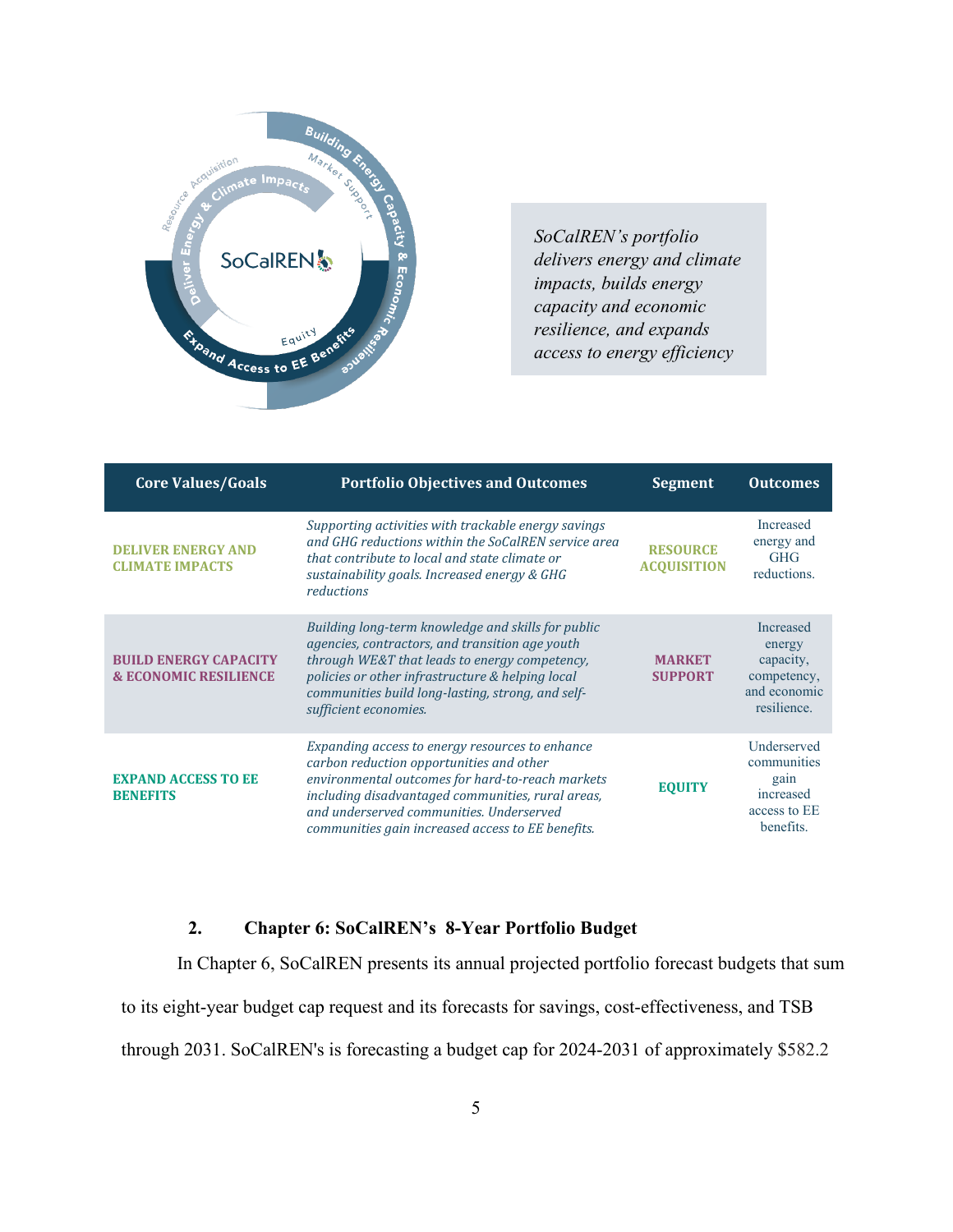*SoCalREN's portfolio delivers energy and climate impacts, builds energy capacity and economic resilience, and expands access to energy efficiency*

| Core Values/Goals | Portfolio Objectives and Outcomes | Segment | Outcomes |
|---|---|---|---|
| **DELIVER ENERGY AND CLIMATE IMPACTS** | *Supporting activities with trackable energy savings and GHG reductions within the SoCalREN service area that contribute to local and state climate or sustainability goals. Increased energy & GHG reductions* | **RESOURCE ACQUISITION** | Increased energy and GHG reductions. |
| **BUILD ENERGY CAPACITY & ECONOMIC RESILIENCE** | *Building long-term knowledge and skills for public agencies, contractors, and transition age youth through WE&T that leads to energy competency, policies or other infrastructure & helping local communities build long-lasting, strong, and self-sufficient economies.* | **MARKET SUPPORT** | Increased energy capacity, competency, and economic resilience. |
| **EXPAND ACCESS TO EE BENEFITS** | *Expanding access to energy resources to enhance carbon reduction opportunities and other environmental outcomes for hard-to-reach markets including disadvantaged communities, rural areas, and underserved communities. Underserved communities gain increased access to EE benefits.* | **EQUITY** | Underserved communities gain increased access to EE benefits. |

### 2. Chapter 6: SoCalREN's 8-Year Portfolio Budget

In Chapter 6, SoCalREN presents its annual projected portfolio forecast budgets that sum to its eight-year budget cap request and its forecasts for savings, cost-effectiveness, and TSB through 2031. SoCalREN's is forecasting a budget cap for 2024-2031 of approximately $582.2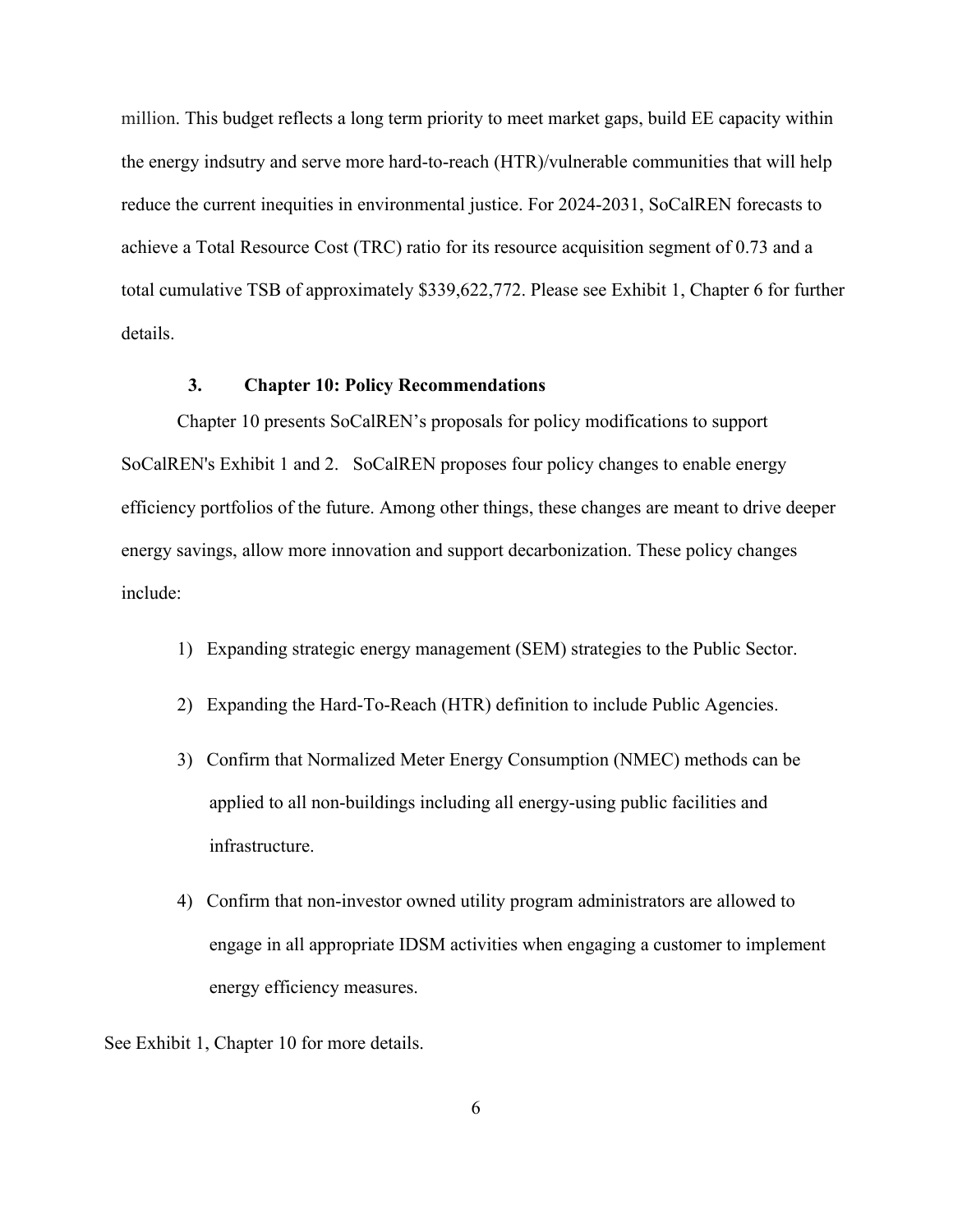million. This budget reflects a long term priority to meet market gaps, build EE capacity within the energy indsutry and serve more hard-to-reach (HTR)/vulnerable communities that will help reduce the current inequities in environmental justice. For 2024-2031, SoCalREN forecasts to achieve a Total Resource Cost (TRC) ratio for its resource acquisition segment of 0.73 and a total cumulative TSB of approximately $339,622,772. Please see Exhibit 1, Chapter 6 for further details.

### 3. Chapter 10: Policy Recommendations

Chapter 10 presents SoCalREN's proposals for policy modifications to support SoCalREN's Exhibit 1 and 2. SoCalREN proposes four policy changes to enable energy efficiency portfolios of the future. Among other things, these changes are meant to drive deeper energy savings, allow more innovation and support decarbonization. These policy changes include:

1) Expanding strategic energy management (SEM) strategies to the Public Sector.
2) Expanding the Hard-To-Reach (HTR) definition to include Public Agencies.
3) Confirm that Normalized Meter Energy Consumption (NMEC) methods can be applied to all non-buildings including all energy-using public facilities and infrastructure.
4) Confirm that non-investor owned utility program administrators are allowed to engage in all appropriate IDSM activities when engaging a customer to implement energy efficiency measures.

See Exhibit 1, Chapter 10 for more details.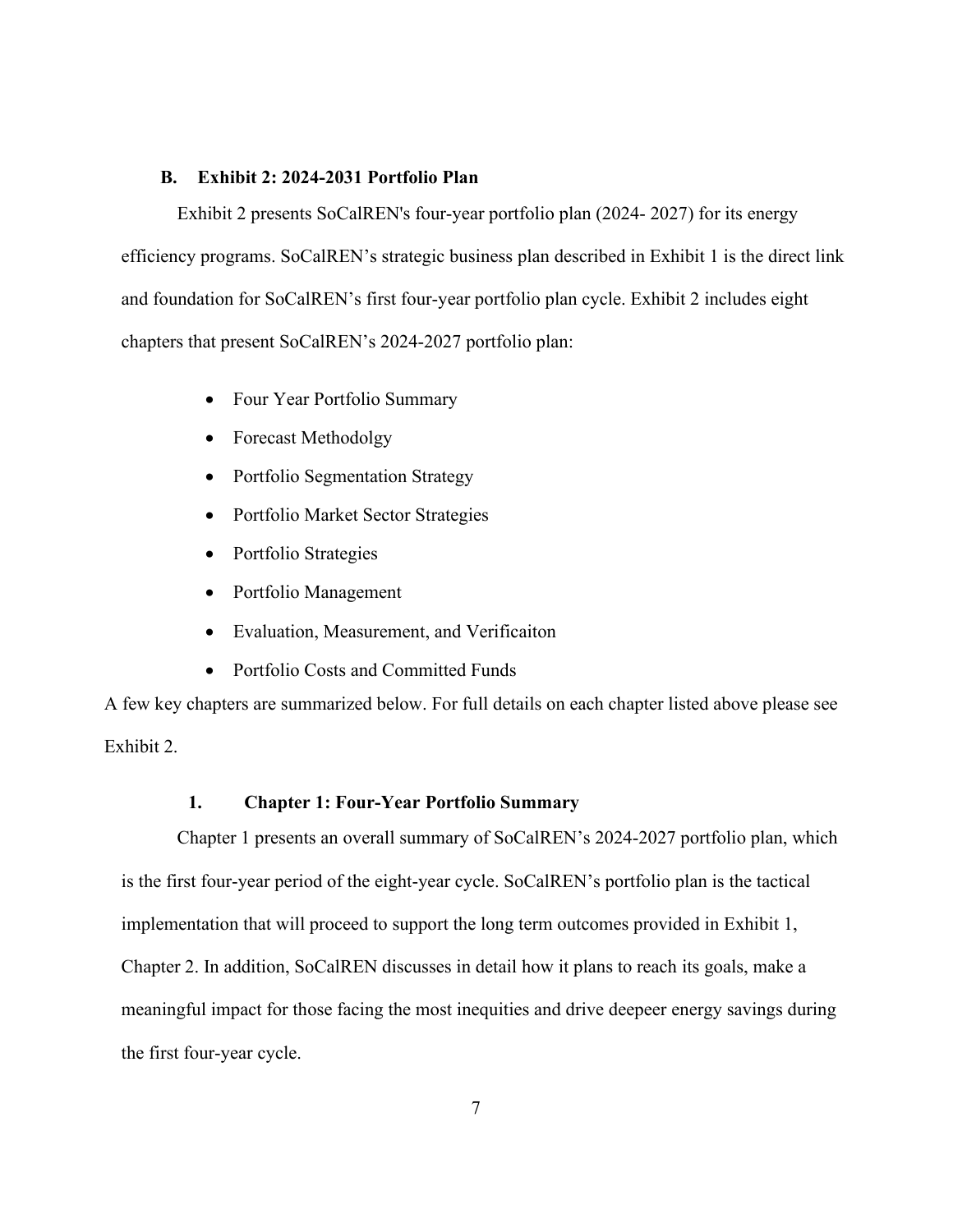## B. Exhibit 2: 2024-2031 Portfolio Plan

Exhibit 2 presents SoCalREN's four-year portfolio plan (2024- 2027) for its energy efficiency programs. SoCalREN's strategic business plan described in Exhibit 1 is the direct link and foundation for SoCalREN's first four-year portfolio plan cycle. Exhibit 2 includes eight chapters that present SoCalREN's 2024-2027 portfolio plan:

- Four Year Portfolio Summary
- Forecast Methodolgy
- Portfolio Segmentation Strategy
- Portfolio Market Sector Strategies
- Portfolio Strategies
- Portfolio Management
- Evaluation, Measurement, and Verificaiton
- Portfolio Costs and Committed Funds

A few key chapters are summarized below. For full details on each chapter listed above please see Exhibit 2.

### 1. Chapter 1: Four-Year Portfolio Summary

Chapter 1 presents an overall summary of SoCalREN's 2024-2027 portfolio plan, which is the first four-year period of the eight-year cycle. SoCalREN's portfolio plan is the tactical implementation that will proceed to support the long term outcomes provided in Exhibit 1, Chapter 2. In addition, SoCalREN discusses in detail how it plans to reach its goals, make a meaningful impact for those facing the most inequities and drive deepeer energy savings during the first four-year cycle.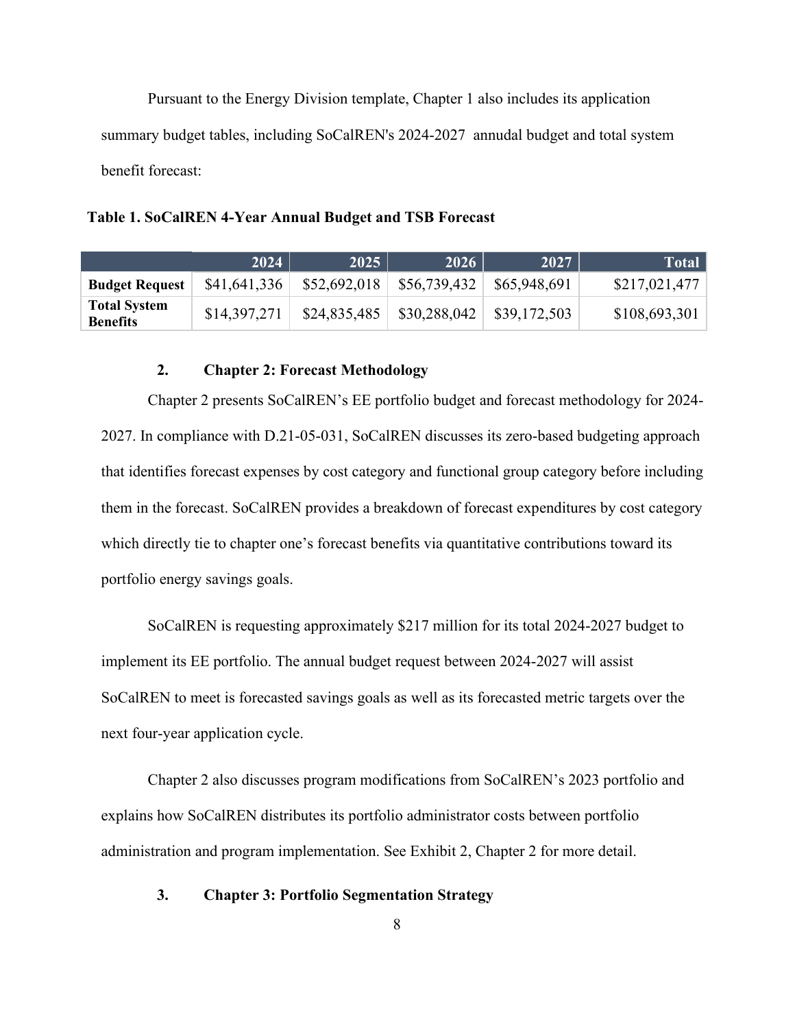Pursuant to the Energy Division template, Chapter 1 also includes its application summary budget tables, including SoCalREN's 2024-2027 annudal budget and total system benefit forecast:

**Table 1. SoCalREN 4-Year Annual Budget and TSB Forecast**

| | 2024 | 2025 | 2026 | 2027 | Total |
|---|---:|---:|---:|---:|---:|
| **Budget Request** | $41,641,336 | $52,692,018 | $56,739,432 | $65,948,691 | $217,021,477 |
| **Total System Benefits** | $14,397,271 | $24,835,485 | $30,288,042 | $39,172,503 | $108,693,301 |

### 2. Chapter 2: Forecast Methodology

Chapter 2 presents SoCalREN's EE portfolio budget and forecast methodology for 2024-2027. In compliance with D.21-05-031, SoCalREN discusses its zero-based budgeting approach that identifies forecast expenses by cost category and functional group category before including them in the forecast. SoCalREN provides a breakdown of forecast expenditures by cost category which directly tie to chapter one's forecast benefits via quantitative contributions toward its portfolio energy savings goals.

SoCalREN is requesting approximately $217 million for its total 2024-2027 budget to implement its EE portfolio. The annual budget request between 2024-2027 will assist SoCalREN to meet is forecasted savings goals as well as its forecasted metric targets over the next four-year application cycle.

Chapter 2 also discusses program modifications from SoCalREN's 2023 portfolio and explains how SoCalREN distributes its portfolio administrator costs between portfolio administration and program implementation. See Exhibit 2, Chapter 2 for more detail.

### 3. Chapter 3: Portfolio Segmentation Strategy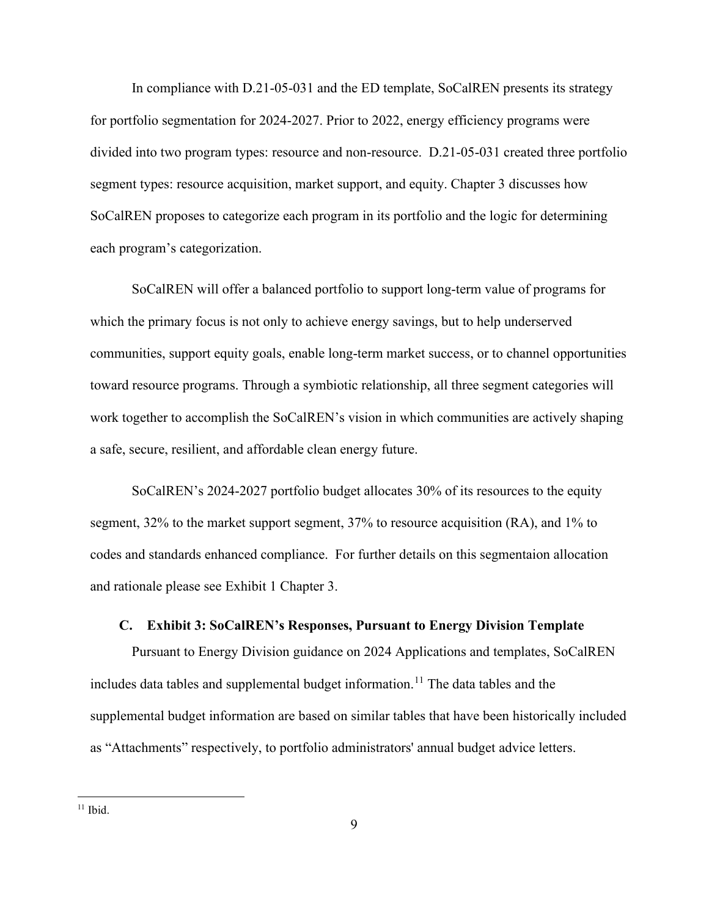In compliance with D.21-05-031 and the ED template, SoCalREN presents its strategy for portfolio segmentation for 2024-2027. Prior to 2022, energy efficiency programs were divided into two program types: resource and non-resource. D.21-05-031 created three portfolio segment types: resource acquisition, market support, and equity. Chapter 3 discusses how SoCalREN proposes to categorize each program in its portfolio and the logic for determining each program's categorization.

SoCalREN will offer a balanced portfolio to support long-term value of programs for which the primary focus is not only to achieve energy savings, but to help underserved communities, support equity goals, enable long-term market success, or to channel opportunities toward resource programs. Through a symbiotic relationship, all three segment categories will work together to accomplish the SoCalREN's vision in which communities are actively shaping a safe, secure, resilient, and affordable clean energy future.

SoCalREN's 2024-2027 portfolio budget allocates 30% of its resources to the equity segment, 32% to the market support segment, 37% to resource acquisition (RA), and 1% to codes and standards enhanced compliance. For further details on this segmentaion allocation and rationale please see Exhibit 1 Chapter 3.

### C. Exhibit 3: SoCalREN's Responses, Pursuant to Energy Division Template

Pursuant to Energy Division guidance on 2024 Applications and templates, SoCalREN includes data tables and supplemental budget information.[11] The data tables and the supplemental budget information are based on similar tables that have been historically included as "Attachments" respectively, to portfolio administrators' annual budget advice letters.

---

[11] Ibid.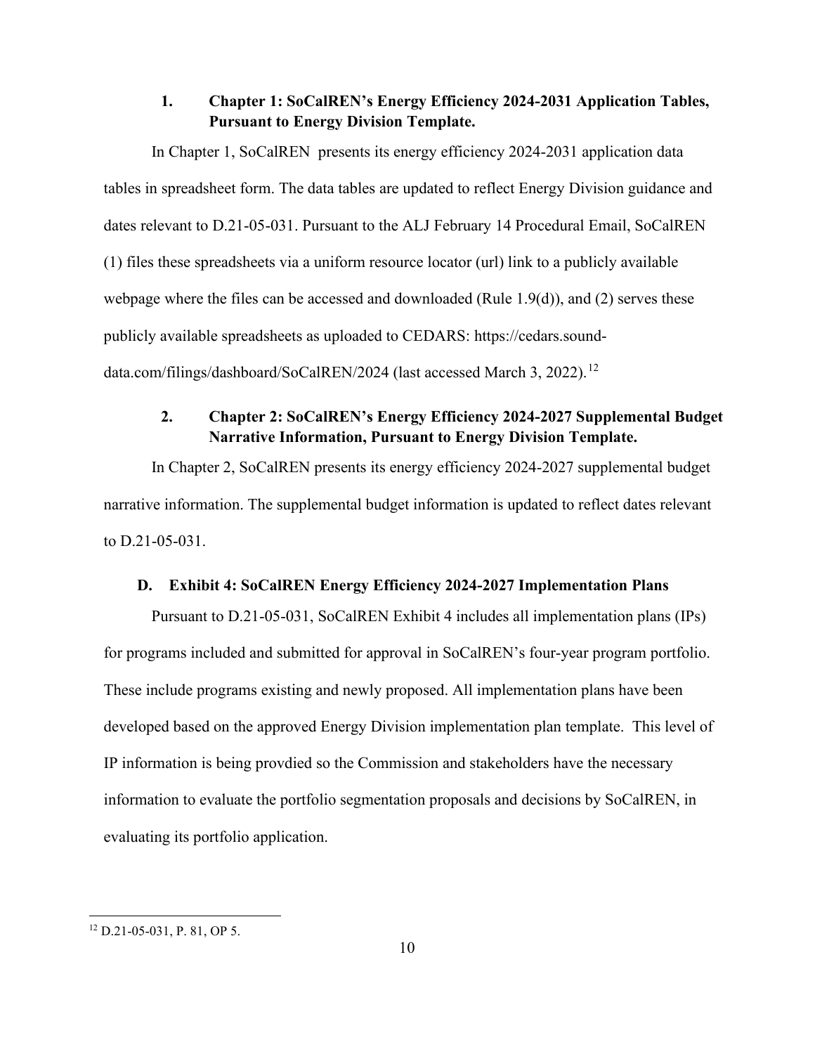### 1. Chapter 1: SoCalREN's Energy Efficiency 2024-2031 Application Tables, Pursuant to Energy Division Template.

In Chapter 1, SoCalREN presents its energy efficiency 2024-2031 application data tables in spreadsheet form. The data tables are updated to reflect Energy Division guidance and dates relevant to D.21-05-031. Pursuant to the ALJ February 14 Procedural Email, SoCalREN (1) files these spreadsheets via a uniform resource locator (url) link to a publicly available webpage where the files can be accessed and downloaded (Rule 1.9(d)), and (2) serves these publicly available spreadsheets as uploaded to CEDARS: https://cedars.sound-data.com/filings/dashboard/SoCalREN/2024 (last accessed March 3, 2022).[12]

### 2. Chapter 2: SoCalREN's Energy Efficiency 2024-2027 Supplemental Budget Narrative Information, Pursuant to Energy Division Template.

In Chapter 2, SoCalREN presents its energy efficiency 2024-2027 supplemental budget narrative information. The supplemental budget information is updated to reflect dates relevant to D.21-05-031.

## D. Exhibit 4: SoCalREN Energy Efficiency 2024-2027 Implementation Plans

Pursuant to D.21-05-031, SoCalREN Exhibit 4 includes all implementation plans (IPs) for programs included and submitted for approval in SoCalREN's four-year program portfolio. These include programs existing and newly proposed. All implementation plans have been developed based on the approved Energy Division implementation plan template. This level of IP information is being provdied so the Commission and stakeholders have the necessary information to evaluate the portfolio segmentation proposals and decisions by SoCalREN, in evaluating its portfolio application.

---

[12] D.21-05-031, P. 81, OP 5.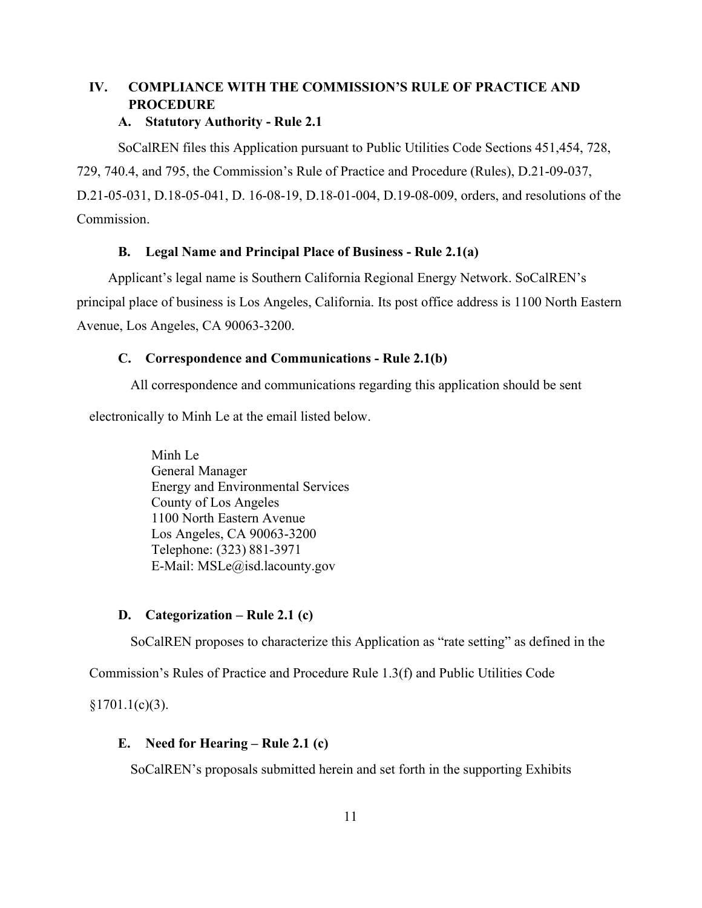## IV. COMPLIANCE WITH THE COMMISSION'S RULE OF PRACTICE AND PROCEDURE

### A. Statutory Authority - Rule 2.1

SoCalREN files this Application pursuant to Public Utilities Code Sections 451,454, 728, 729, 740.4, and 795, the Commission's Rule of Practice and Procedure (Rules), D.21-09-037, D.21-05-031, D.18-05-041, D. 16-08-19, D.18-01-004, D.19-08-009, orders, and resolutions of the Commission.

### B. Legal Name and Principal Place of Business - Rule 2.1(a)

Applicant's legal name is Southern California Regional Energy Network. SoCalREN's principal place of business is Los Angeles, California. Its post office address is 1100 North Eastern Avenue, Los Angeles, CA 90063-3200.

### C. Correspondence and Communications - Rule 2.1(b)

All correspondence and communications regarding this application should be sent electronically to Minh Le at the email listed below.

Minh Le
General Manager
Energy and Environmental Services
County of Los Angeles
1100 North Eastern Avenue
Los Angeles, CA 90063-3200
Telephone: (323) 881-3971
E-Mail: MSLe@isd.lacounty.gov

### D. Categorization – Rule 2.1 (c)

SoCalREN proposes to characterize this Application as "rate setting" as defined in the Commission's Rules of Practice and Procedure Rule 1.3(f) and Public Utilities Code §1701.1(c)(3).

### E. Need for Hearing – Rule 2.1 (c)

SoCalREN's proposals submitted herein and set forth in the supporting Exhibits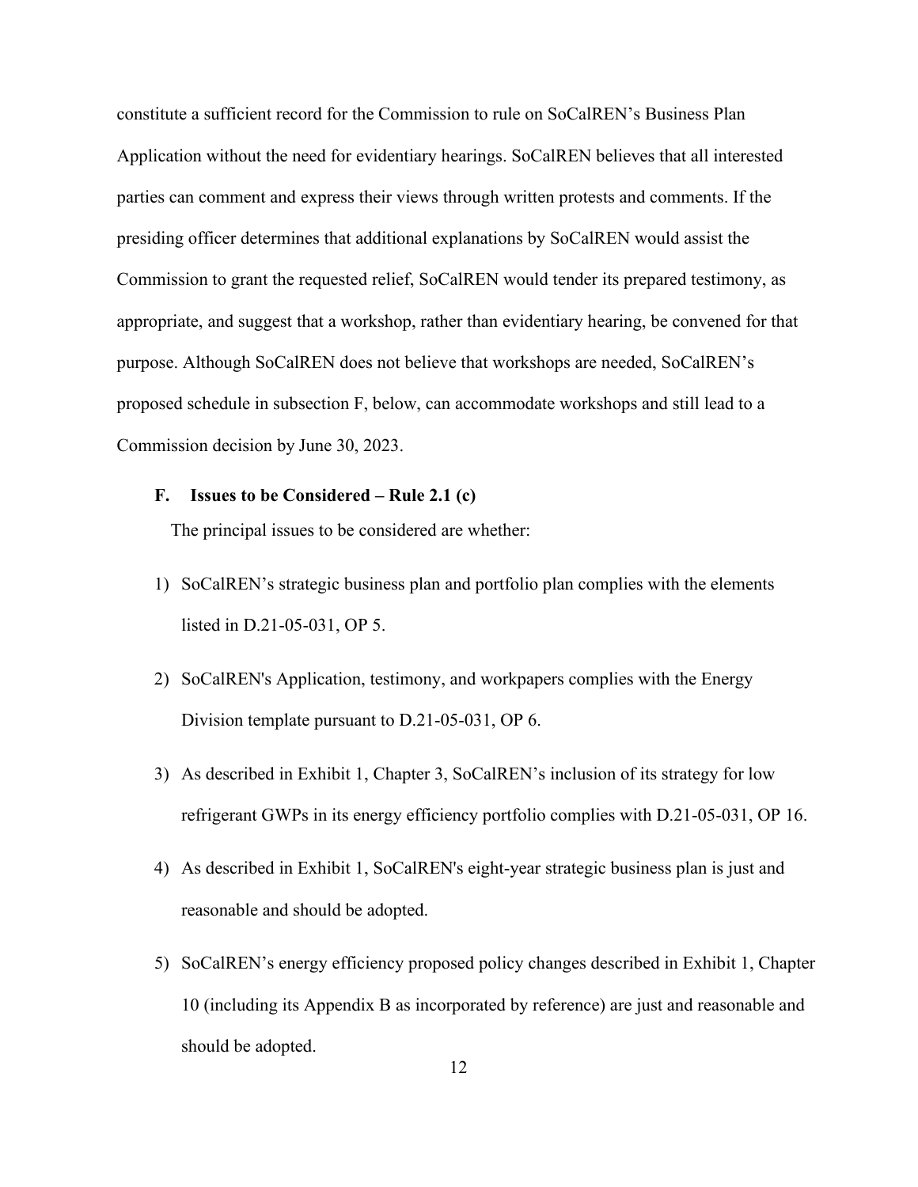constitute a sufficient record for the Commission to rule on SoCalREN's Business Plan Application without the need for evidentiary hearings. SoCalREN believes that all interested parties can comment and express their views through written protests and comments. If the presiding officer determines that additional explanations by SoCalREN would assist the Commission to grant the requested relief, SoCalREN would tender its prepared testimony, as appropriate, and suggest that a workshop, rather than evidentiary hearing, be convened for that purpose. Although SoCalREN does not believe that workshops are needed, SoCalREN's proposed schedule in subsection F, below, can accommodate workshops and still lead to a Commission decision by June 30, 2023.

### F. Issues to be Considered – Rule 2.1 (c)

The principal issues to be considered are whether:

1) SoCalREN's strategic business plan and portfolio plan complies with the elements listed in D.21-05-031, OP 5.

2) SoCalREN's Application, testimony, and workpapers complies with the Energy Division template pursuant to D.21-05-031, OP 6.

3) As described in Exhibit 1, Chapter 3, SoCalREN's inclusion of its strategy for low refrigerant GWPs in its energy efficiency portfolio complies with D.21-05-031, OP 16.

4) As described in Exhibit 1, SoCalREN's eight-year strategic business plan is just and reasonable and should be adopted.

5) SoCalREN's energy efficiency proposed policy changes described in Exhibit 1, Chapter 10 (including its Appendix B as incorporated by reference) are just and reasonable and should be adopted.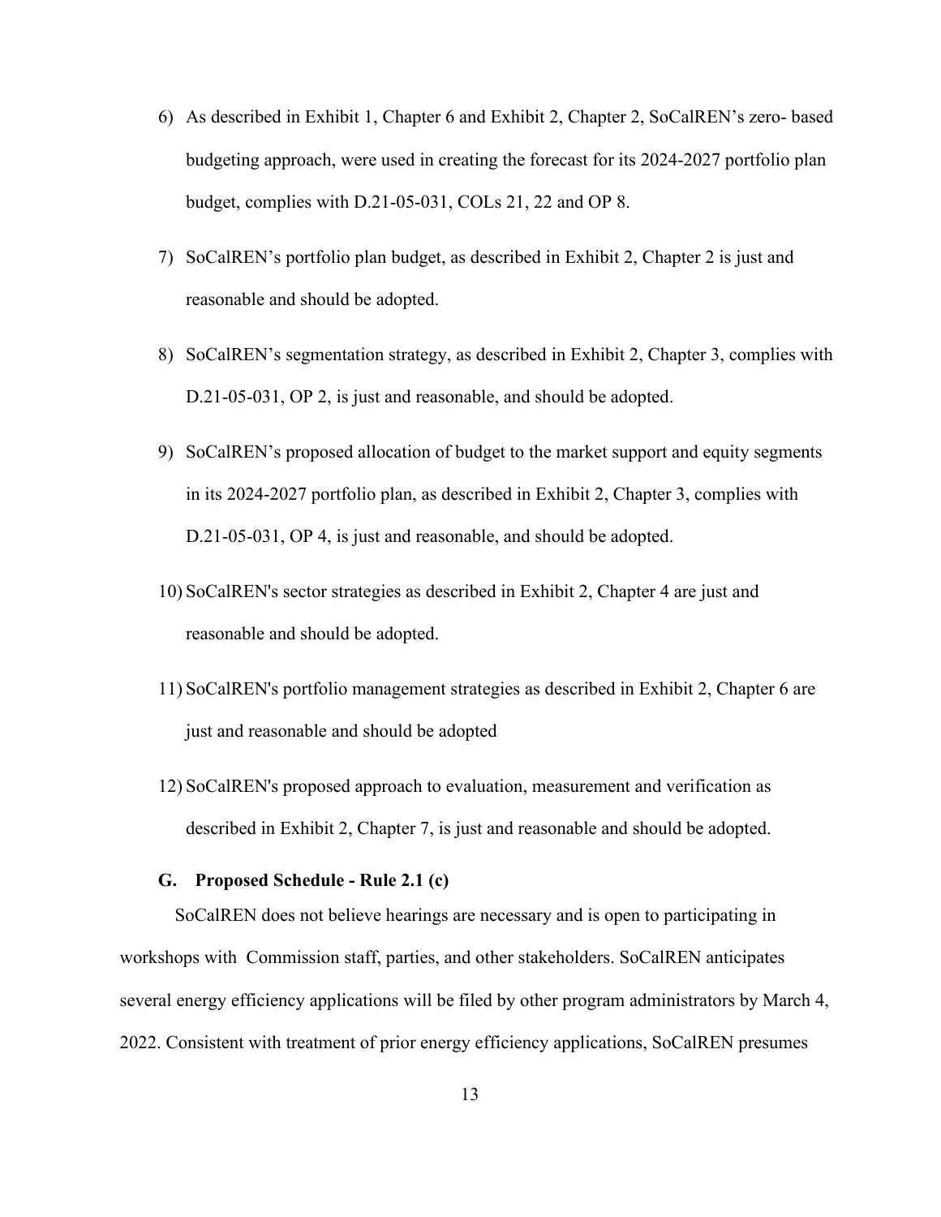6) As described in Exhibit 1, Chapter 6 and Exhibit 2, Chapter 2, SoCalREN's zero- based budgeting approach, were used in creating the forecast for its 2024-2027 portfolio plan budget, complies with D.21-05-031, COLs 21, 22 and OP 8.

7) SoCalREN's portfolio plan budget, as described in Exhibit 2, Chapter 2 is just and reasonable and should be adopted.

8) SoCalREN's segmentation strategy, as described in Exhibit 2, Chapter 3, complies with D.21-05-031, OP 2, is just and reasonable, and should be adopted.

9) SoCalREN's proposed allocation of budget to the market support and equity segments in its 2024-2027 portfolio plan, as described in Exhibit 2, Chapter 3, complies with D.21-05-031, OP 4, is just and reasonable, and should be adopted.

10) SoCalREN's sector strategies as described in Exhibit 2, Chapter 4 are just and reasonable and should be adopted.

11) SoCalREN's portfolio management strategies as described in Exhibit 2, Chapter 6 are just and reasonable and should be adopted

12) SoCalREN's proposed approach to evaluation, measurement and verification as described in Exhibit 2, Chapter 7, is just and reasonable and should be adopted.

### G. Proposed Schedule - Rule 2.1 (c)

SoCalREN does not believe hearings are necessary and is open to participating in workshops with Commission staff, parties, and other stakeholders. SoCalREN anticipates several energy efficiency applications will be filed by other program administrators by March 4, 2022. Consistent with treatment of prior energy efficiency applications, SoCalREN presumes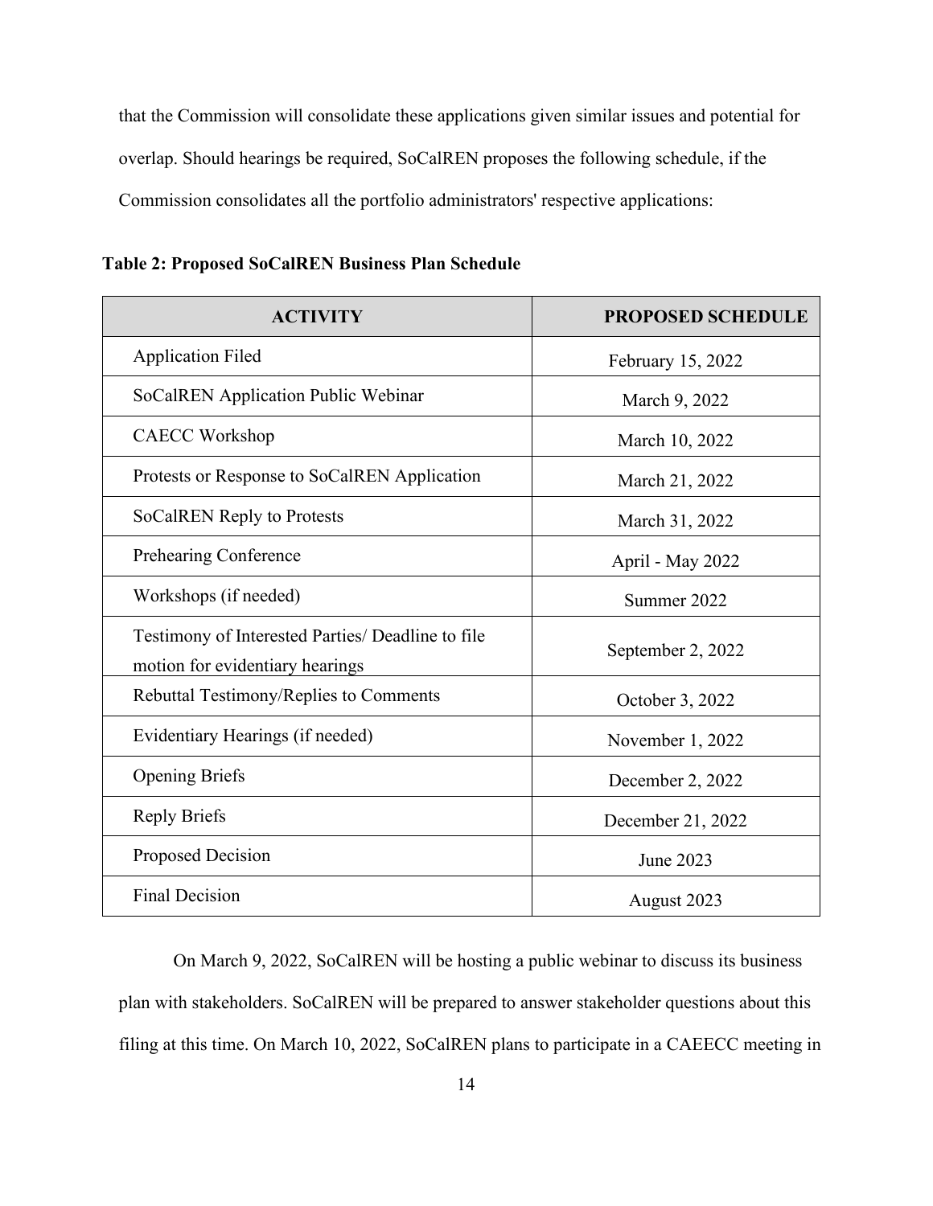that the Commission will consolidate these applications given similar issues and potential for overlap. Should hearings be required, SoCalREN proposes the following schedule, if the Commission consolidates all the portfolio administrators' respective applications:

**Table 2: Proposed SoCalREN Business Plan Schedule**

| ACTIVITY | PROPOSED SCHEDULE |
|---|---|
| Application Filed | February 15, 2022 |
| SoCalREN Application Public Webinar | March 9, 2022 |
| CAECC Workshop | March 10, 2022 |
| Protests or Response to SoCalREN Application | March 21, 2022 |
| SoCalREN Reply to Protests | March 31, 2022 |
| Prehearing Conference | April - May 2022 |
| Workshops (if needed) | Summer 2022 |
| Testimony of Interested Parties/ Deadline to file motion for evidentiary hearings | September 2, 2022 |
| Rebuttal Testimony/Replies to Comments | October 3, 2022 |
| Evidentiary Hearings (if needed) | November 1, 2022 |
| Opening Briefs | December 2, 2022 |
| Reply Briefs | December 21, 2022 |
| Proposed Decision | June 2023 |
| Final Decision | August 2023 |

On March 9, 2022, SoCalREN will be hosting a public webinar to discuss its business plan with stakeholders. SoCalREN will be prepared to answer stakeholder questions about this filing at this time. On March 10, 2022, SoCalREN plans to participate in a CAEECC meeting in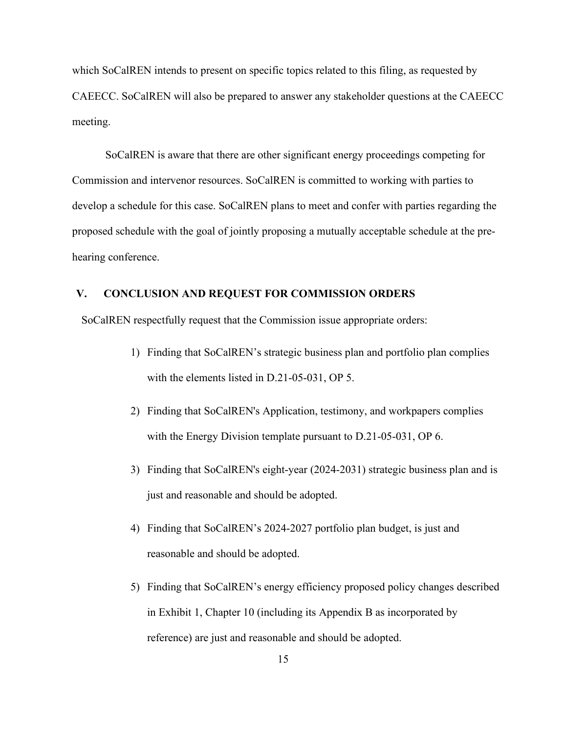which SoCalREN intends to present on specific topics related to this filing, as requested by CAEECC. SoCalREN will also be prepared to answer any stakeholder questions at the CAEECC meeting.

SoCalREN is aware that there are other significant energy proceedings competing for Commission and intervenor resources. SoCalREN is committed to working with parties to develop a schedule for this case. SoCalREN plans to meet and confer with parties regarding the proposed schedule with the goal of jointly proposing a mutually acceptable schedule at the pre-hearing conference.

## V. CONCLUSION AND REQUEST FOR COMMISSION ORDERS

SoCalREN respectfully request that the Commission issue appropriate orders:

1) Finding that SoCalREN's strategic business plan and portfolio plan complies with the elements listed in D.21-05-031, OP 5.

2) Finding that SoCalREN's Application, testimony, and workpapers complies with the Energy Division template pursuant to D.21-05-031, OP 6.

3) Finding that SoCalREN's eight-year (2024-2031) strategic business plan and is just and reasonable and should be adopted.

4) Finding that SoCalREN's 2024-2027 portfolio plan budget, is just and reasonable and should be adopted.

5) Finding that SoCalREN's energy efficiency proposed policy changes described in Exhibit 1, Chapter 10 (including its Appendix B as incorporated by reference) are just and reasonable and should be adopted.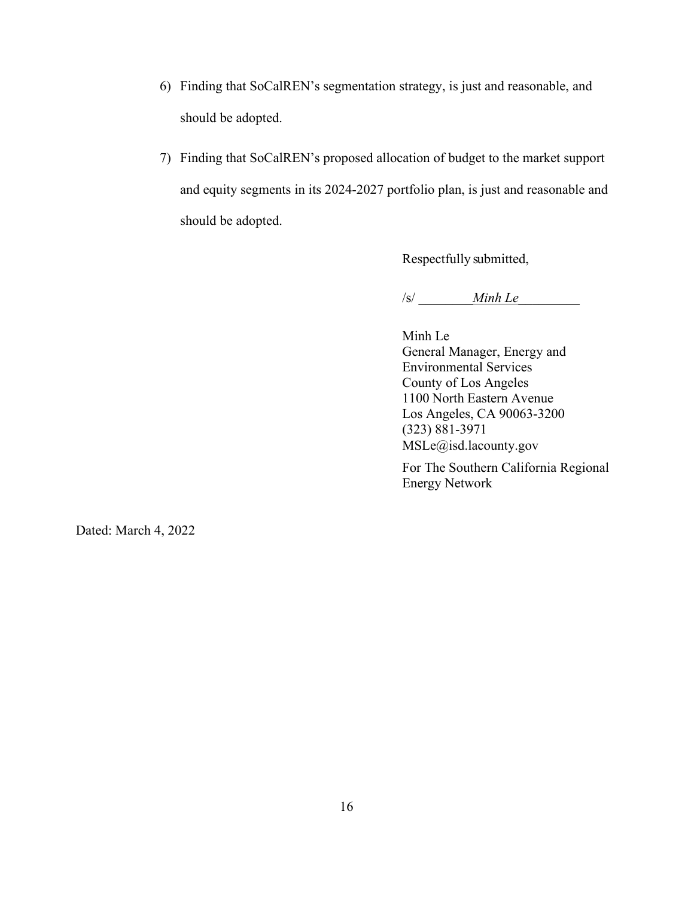6) Finding that SoCalREN's segmentation strategy, is just and reasonable, and should be adopted.

7) Finding that SoCalREN's proposed allocation of budget to the market support and equity segments in its 2024-2027 portfolio plan, is just and reasonable and should be adopted.

Respectfully submitted,

/s/ ________*Minh Le*_________

Minh Le
General Manager, Energy and Environmental Services
County of Los Angeles
1100 North Eastern Avenue
Los Angeles, CA 90063-3200
(323) 881-3971
MSLe@isd.lacounty.gov

For The Southern California Regional Energy Network

Dated: March 4, 2022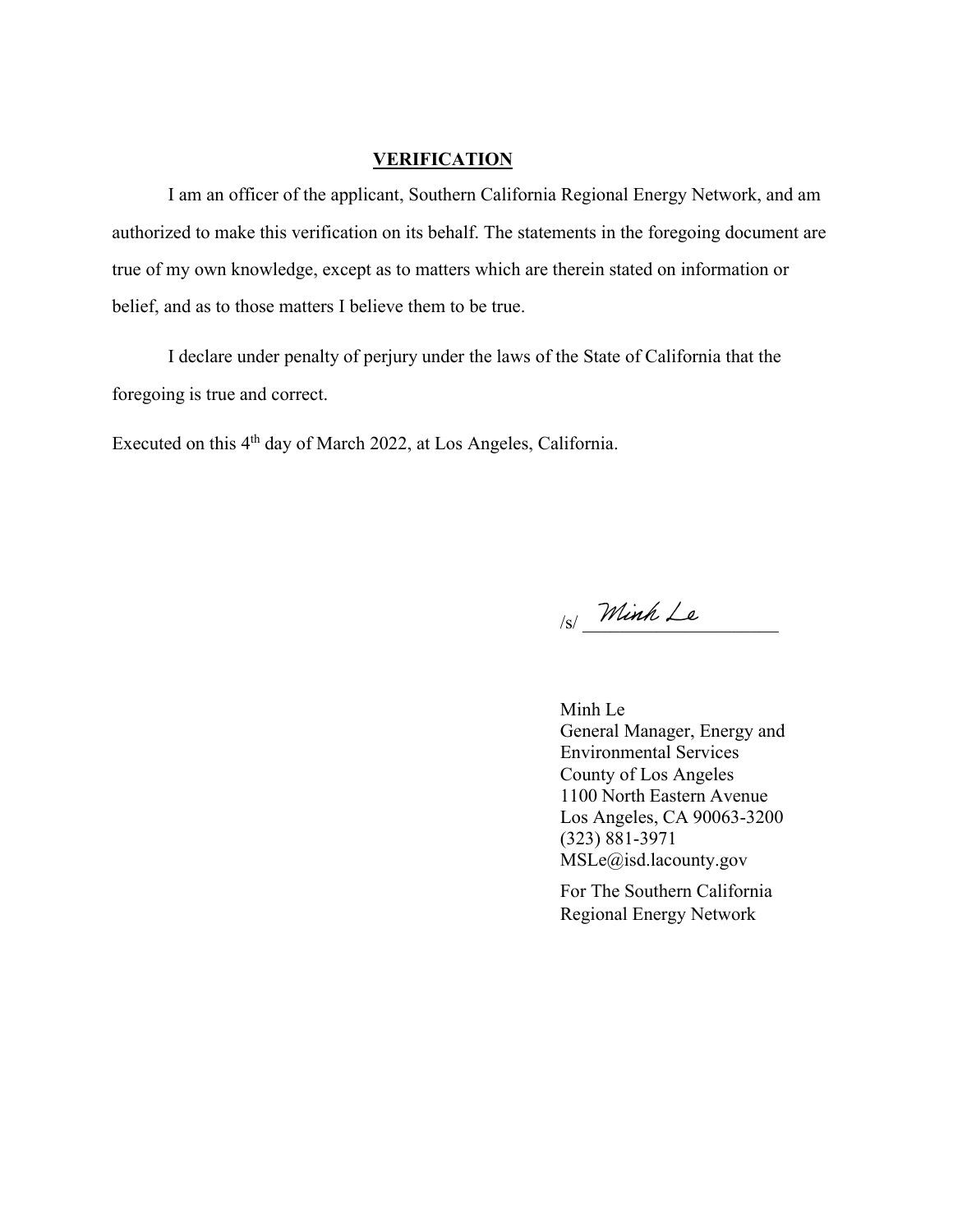## VERIFICATION

I am an officer of the applicant, Southern California Regional Energy Network, and am authorized to make this verification on its behalf. The statements in the foregoing document are true of my own knowledge, except as to matters which are therein stated on information or belief, and as to those matters I believe them to be true.

I declare under penalty of perjury under the laws of the State of California that the foregoing is true and correct.

Executed on this 4th day of March 2022, at Los Angeles, California.

/s/ Minh Le

Minh Le
General Manager, Energy and Environmental Services
County of Los Angeles
1100 North Eastern Avenue
Los Angeles, CA 90063-3200
(323) 881-3971
MSLe@isd.lacounty.gov

For The Southern California Regional Energy Network